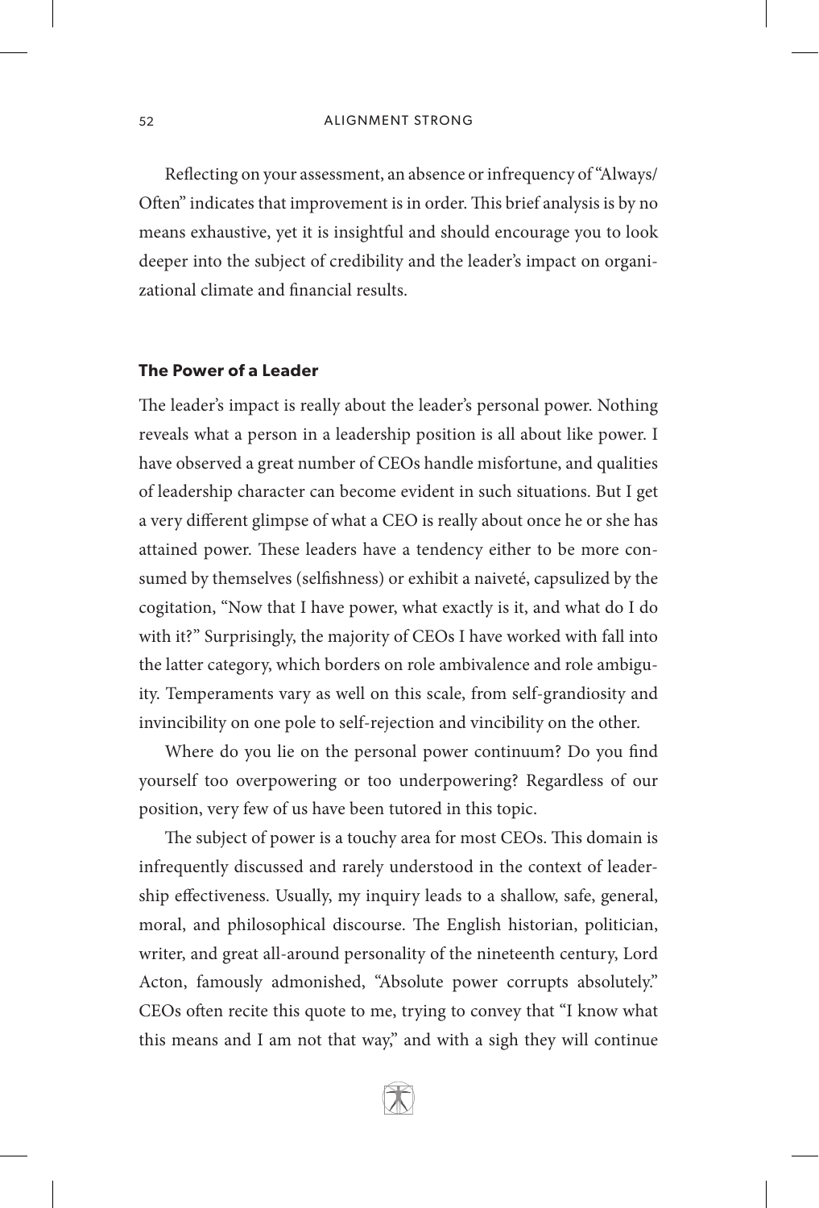Reflecting on your assessment, an absence or infrequency of "Always/Often" indicates that improvement is in order. This brief analysis is by no means exhaustive, yet it is insightful and should encourage you to look deeper into the subject of credibility and the leader's impact on organizational climate and financial results.

### The Power of a Leader

The leader's impact is really about the leader's personal power. Nothing reveals what a person in a leadership position is all about like power. I have observed a great number of CEOs handle misfortune, and qualities of leadership character can become evident in such situations. But I get a very different glimpse of what a CEO is really about once he or she has attained power. These leaders have a tendency either to be more consumed by themselves (selfishness) or exhibit a naiveté, capsulized by the cogitation, "Now that I have power, what exactly is it, and what do I do with it?" Surprisingly, the majority of CEOs I have worked with fall into the latter category, which borders on role ambivalence and role ambiguity. Temperaments vary as well on this scale, from self-grandiosity and invincibility on one pole to self-rejection and vincibility on the other.

Where do you lie on the personal power continuum? Do you find yourself too overpowering or too underpowering? Regardless of our position, very few of us have been tutored in this topic.

The subject of power is a touchy area for most CEOs. This domain is infrequently discussed and rarely understood in the context of leadership effectiveness. Usually, my inquiry leads to a shallow, safe, general, moral, and philosophical discourse. The English historian, politician, writer, and great all-around personality of the nineteenth century, Lord Acton, famously admonished, "Absolute power corrupts absolutely." CEOs often recite this quote to me, trying to convey that "I know what this means and I am not that way," and with a sigh they will continue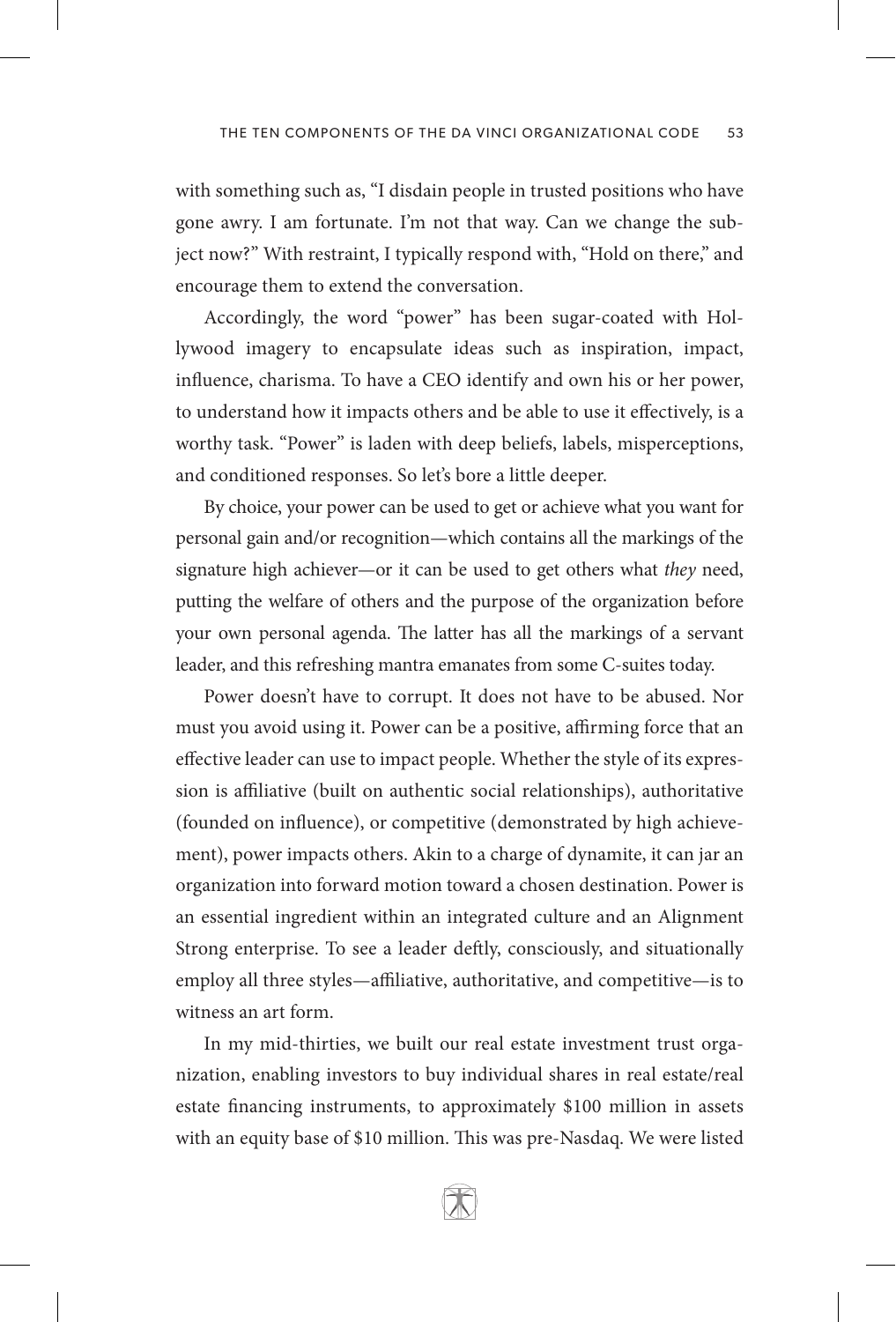with something such as, "I disdain people in trusted positions who have gone awry. I am fortunate. I'm not that way. Can we change the subject now?" With restraint, I typically respond with, "Hold on there," and encourage them to extend the conversation.

Accordingly, the word "power" has been sugar-coated with Hollywood imagery to encapsulate ideas such as inspiration, impact, influence, charisma. To have a CEO identify and own his or her power, to understand how it impacts others and be able to use it effectively, is a worthy task. "Power" is laden with deep beliefs, labels, misperceptions, and conditioned responses. So let's bore a little deeper.

By choice, your power can be used to get or achieve what you want for personal gain and/or recognition—which contains all the markings of the signature high achiever—or it can be used to get others what *they* need, putting the welfare of others and the purpose of the organization before your own personal agenda. The latter has all the markings of a servant leader, and this refreshing mantra emanates from some C-suites today.

Power doesn't have to corrupt. It does not have to be abused. Nor must you avoid using it. Power can be a positive, affirming force that an effective leader can use to impact people. Whether the style of its expression is affiliative (built on authentic social relationships), authoritative (founded on influence), or competitive (demonstrated by high achievement), power impacts others. Akin to a charge of dynamite, it can jar an organization into forward motion toward a chosen destination. Power is an essential ingredient within an integrated culture and an Alignment Strong enterprise. To see a leader deftly, consciously, and situationally employ all three styles—affiliative, authoritative, and competitive—is to witness an art form.

In my mid-thirties, we built our real estate investment trust organization, enabling investors to buy individual shares in real estate/real estate financing instruments, to approximately $100 million in assets with an equity base of $10 million. This was pre-Nasdaq. We were listed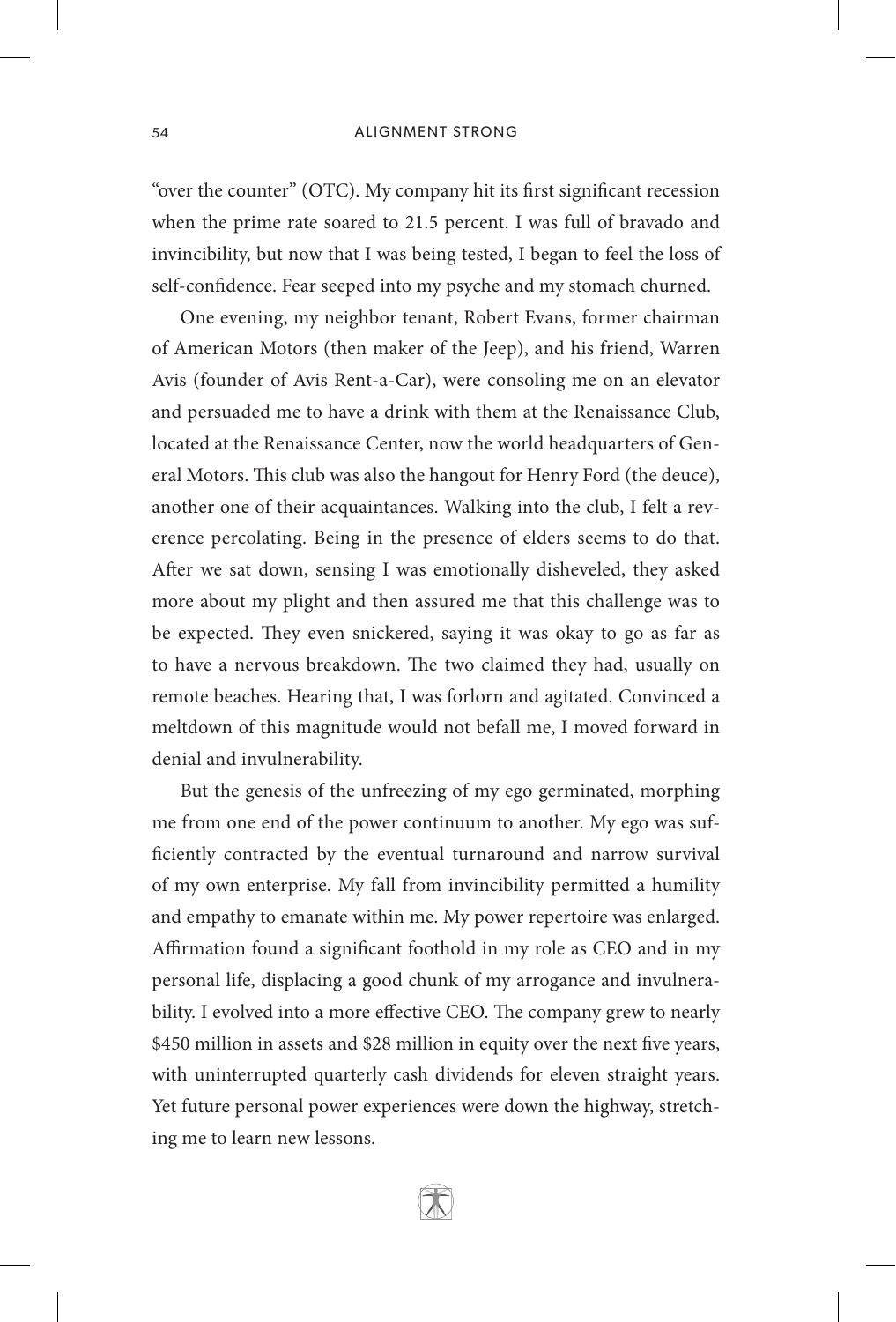"over the counter" (OTC). My company hit its first significant recession when the prime rate soared to 21.5 percent. I was full of bravado and invincibility, but now that I was being tested, I began to feel the loss of self-confidence. Fear seeped into my psyche and my stomach churned.

One evening, my neighbor tenant, Robert Evans, former chairman of American Motors (then maker of the Jeep), and his friend, Warren Avis (founder of Avis Rent-a-Car), were consoling me on an elevator and persuaded me to have a drink with them at the Renaissance Club, located at the Renaissance Center, now the world headquarters of General Motors. This club was also the hangout for Henry Ford (the deuce), another one of their acquaintances. Walking into the club, I felt a reverence percolating. Being in the presence of elders seems to do that. After we sat down, sensing I was emotionally disheveled, they asked more about my plight and then assured me that this challenge was to be expected. They even snickered, saying it was okay to go as far as to have a nervous breakdown. The two claimed they had, usually on remote beaches. Hearing that, I was forlorn and agitated. Convinced a meltdown of this magnitude would not befall me, I moved forward in denial and invulnerability.

But the genesis of the unfreezing of my ego germinated, morphing me from one end of the power continuum to another. My ego was sufficiently contracted by the eventual turnaround and narrow survival of my own enterprise. My fall from invincibility permitted a humility and empathy to emanate within me. My power repertoire was enlarged. Affirmation found a significant foothold in my role as CEO and in my personal life, displacing a good chunk of my arrogance and invulnerability. I evolved into a more effective CEO. The company grew to nearly $450 million in assets and $28 million in equity over the next five years, with uninterrupted quarterly cash dividends for eleven straight years. Yet future personal power experiences were down the highway, stretching me to learn new lessons.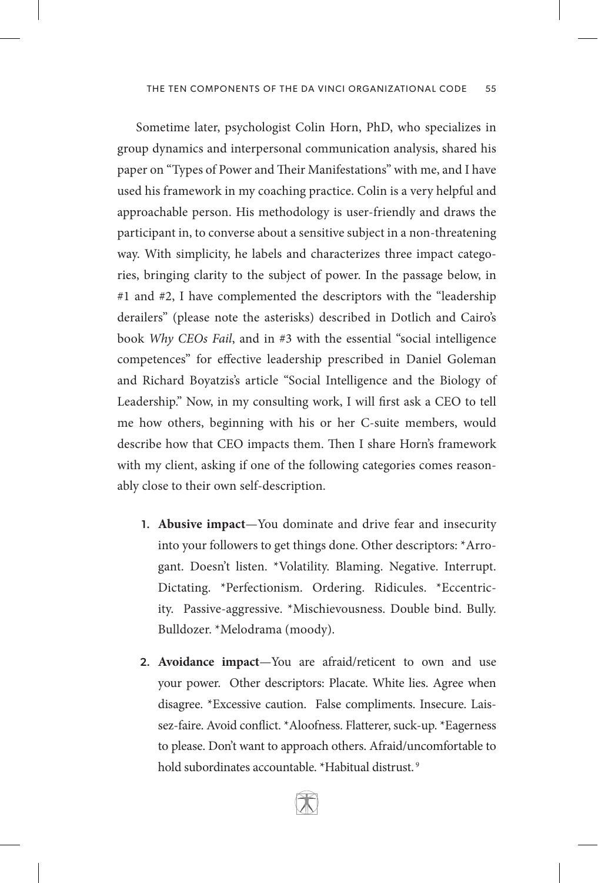Sometime later, psychologist Colin Horn, PhD, who specializes in group dynamics and interpersonal communication analysis, shared his paper on "Types of Power and Their Manifestations" with me, and I have used his framework in my coaching practice. Colin is a very helpful and approachable person. His methodology is user-friendly and draws the participant in, to converse about a sensitive subject in a non-threatening way. With simplicity, he labels and characterizes three impact categories, bringing clarity to the subject of power. In the passage below, in #1 and #2, I have complemented the descriptors with the "leadership derailers" (please note the asterisks) described in Dotlich and Cairo's book *Why CEOs Fail*, and in #3 with the essential "social intelligence competences" for effective leadership prescribed in Daniel Goleman and Richard Boyatzis's article "Social Intelligence and the Biology of Leadership." Now, in my consulting work, I will first ask a CEO to tell me how others, beginning with his or her C-suite members, would describe how that CEO impacts them. Then I share Horn's framework with my client, asking if one of the following categories comes reasonably close to their own self-description.

1. **Abusive impact**—You dominate and drive fear and insecurity into your followers to get things done. Other descriptors: *Arrogant. Doesn't listen. *Volatility. Blaming. Negative. Interrupt. Dictating. *Perfectionism. Ordering. Ridicules. *Eccentricity. Passive-aggressive. *Mischievousness. Double bind. Bully. Bulldozer. *Melodrama (moody).

2. **Avoidance impact**—You are afraid/reticent to own and use your power. Other descriptors: Placate. White lies. Agree when disagree. *Excessive caution. False compliments. Insecure. Laissez-faire. Avoid conflict. *Aloofness. Flatterer, suck-up. *Eagerness to please. Don't want to approach others. Afraid/uncomfortable to hold subordinates accountable. *Habitual distrust.[9]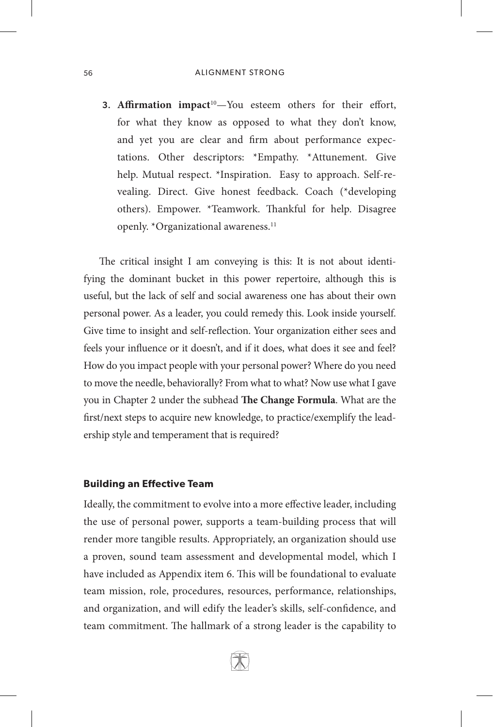3. **Affirmation impact**[10]—You esteem others for their effort, for what they know as opposed to what they don't know, and yet you are clear and firm about performance expectations. Other descriptors: *Empathy. *Attunement. Give help. Mutual respect. *Inspiration. Easy to approach. Self-revealing. Direct. Give honest feedback. Coach (*developing others). Empower. *Teamwork. Thankful for help. Disagree openly. *Organizational awareness.[11]

The critical insight I am conveying is this: It is not about identifying the dominant bucket in this power repertoire, although this is useful, but the lack of self and social awareness one has about their own personal power. As a leader, you could remedy this. Look inside yourself. Give time to insight and self-reflection. Your organization either sees and feels your influence or it doesn't, and if it does, what does it see and feel? How do you impact people with your personal power? Where do you need to move the needle, behaviorally? From what to what? Now use what I gave you in Chapter 2 under the subhead **The Change Formula**. What are the first/next steps to acquire new knowledge, to practice/exemplify the leadership style and temperament that is required?

### Building an Effective Team

Ideally, the commitment to evolve into a more effective leader, including the use of personal power, supports a team-building process that will render more tangible results. Appropriately, an organization should use a proven, sound team assessment and developmental model, which I have included as Appendix item 6. This will be foundational to evaluate team mission, role, procedures, resources, performance, relationships, and organization, and will edify the leader's skills, self-confidence, and team commitment. The hallmark of a strong leader is the capability to